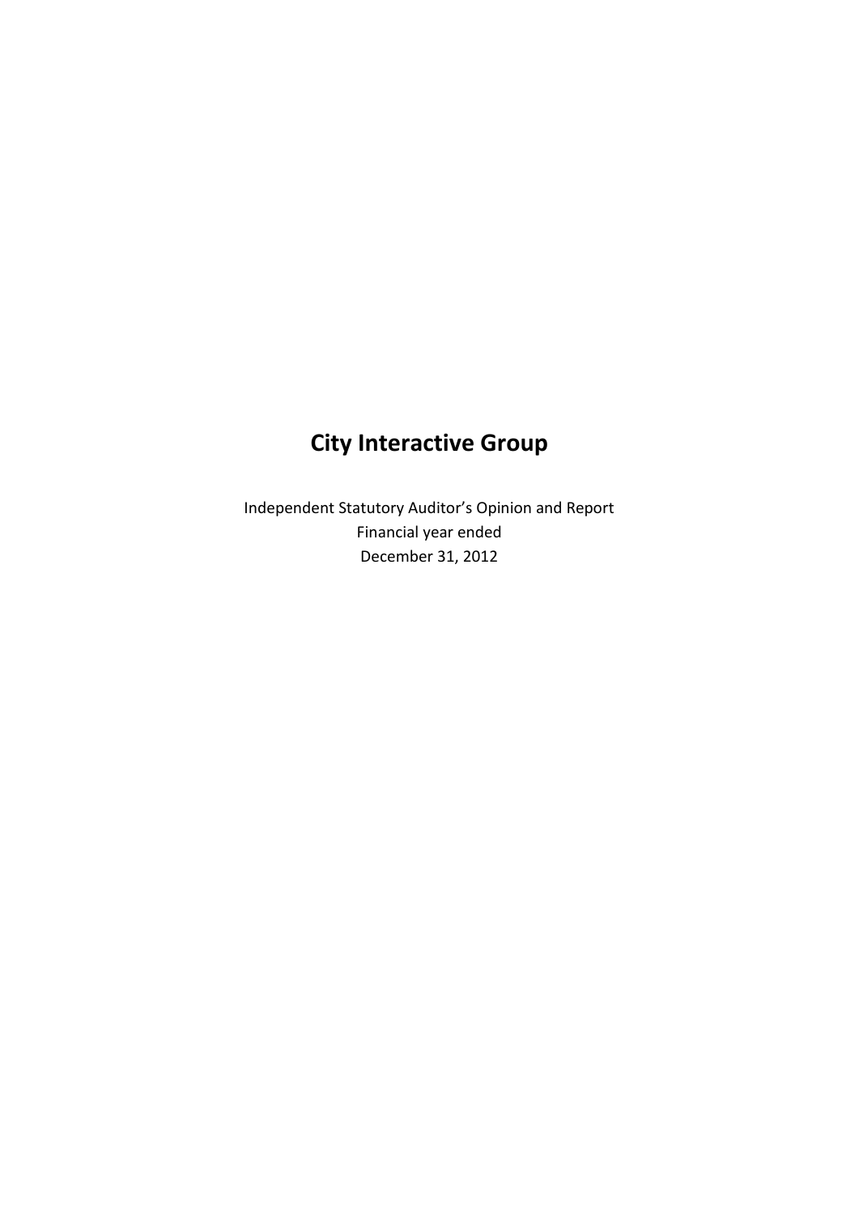# City Interactive Group

Independent Statutory Auditor's Opinion and Report
Financial year ended
December 31, 2012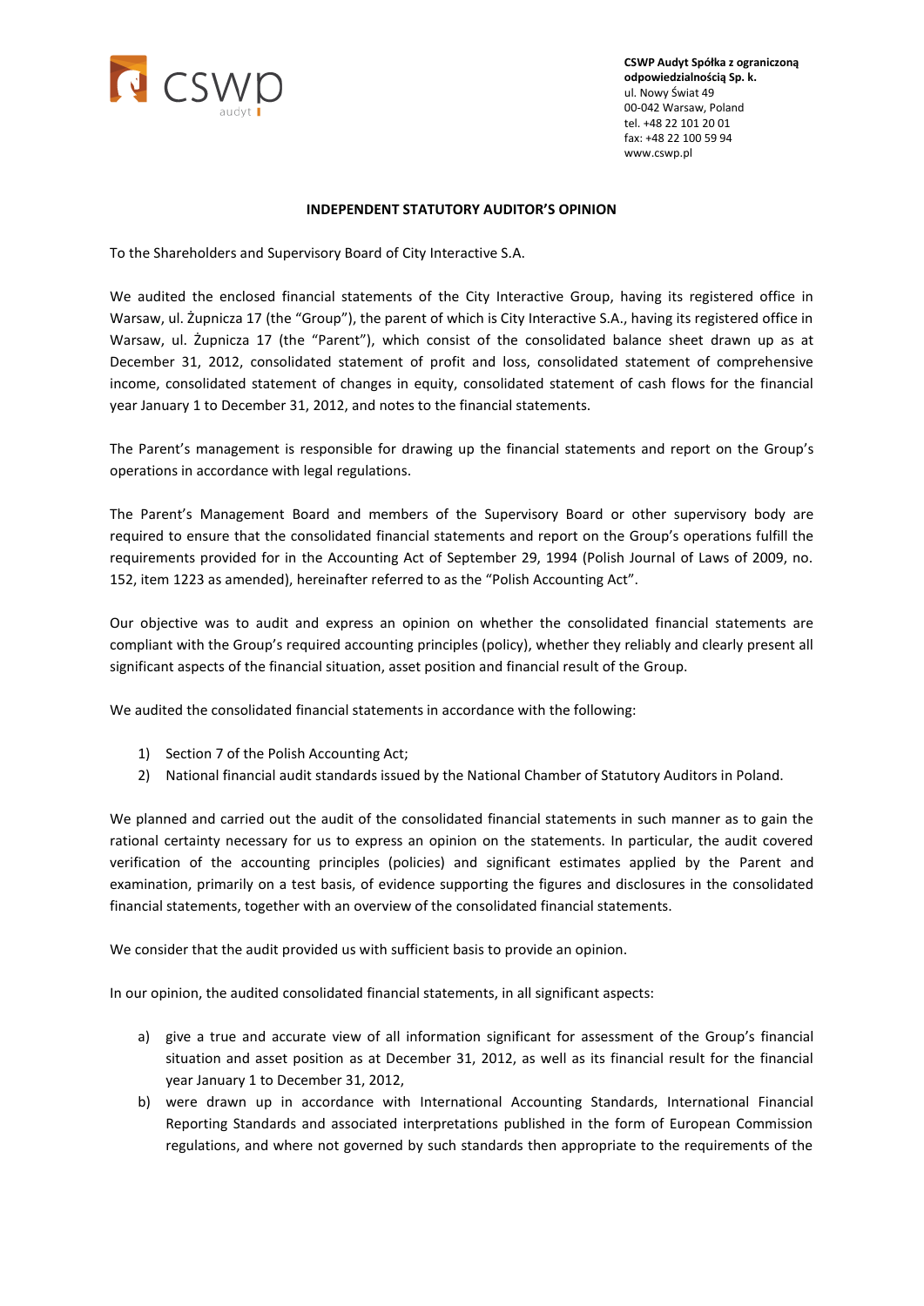CSWP Audyt Spółka z ograniczoną odpowiedzialnością Sp. k.
ul. Nowy Świat 49
00-042 Warsaw, Poland
tel. +48 22 101 20 01
fax: +48 22 100 59 94
www.cswp.pl

**INDEPENDENT STATUTORY AUDITOR'S OPINION**

To the Shareholders and Supervisory Board of City Interactive S.A.

We audited the enclosed financial statements of the City Interactive Group, having its registered office in Warsaw, ul. Żupnicza 17 (the "Group"), the parent of which is City Interactive S.A., having its registered office in Warsaw, ul. Żupnicza 17 (the "Parent"), which consist of the consolidated balance sheet drawn up as at December 31, 2012, consolidated statement of profit and loss, consolidated statement of comprehensive income, consolidated statement of changes in equity, consolidated statement of cash flows for the financial year January 1 to December 31, 2012, and notes to the financial statements.

The Parent's management is responsible for drawing up the financial statements and report on the Group's operations in accordance with legal regulations.

The Parent's Management Board and members of the Supervisory Board or other supervisory body are required to ensure that the consolidated financial statements and report on the Group's operations fulfill the requirements provided for in the Accounting Act of September 29, 1994 (Polish Journal of Laws of 2009, no. 152, item 1223 as amended), hereinafter referred to as the "Polish Accounting Act".

Our objective was to audit and express an opinion on whether the consolidated financial statements are compliant with the Group's required accounting principles (policy), whether they reliably and clearly present all significant aspects of the financial situation, asset position and financial result of the Group.

We audited the consolidated financial statements in accordance with the following:

1) Section 7 of the Polish Accounting Act;
2) National financial audit standards issued by the National Chamber of Statutory Auditors in Poland.

We planned and carried out the audit of the consolidated financial statements in such manner as to gain the rational certainty necessary for us to express an opinion on the statements. In particular, the audit covered verification of the accounting principles (policies) and significant estimates applied by the Parent and examination, primarily on a test basis, of evidence supporting the figures and disclosures in the consolidated financial statements, together with an overview of the consolidated financial statements.

We consider that the audit provided us with sufficient basis to provide an opinion.

In our opinion, the audited consolidated financial statements, in all significant aspects:

a) give a true and accurate view of all information significant for assessment of the Group's financial situation and asset position as at December 31, 2012, as well as its financial result for the financial year January 1 to December 31, 2012,
b) were drawn up in accordance with International Accounting Standards, International Financial Reporting Standards and associated interpretations published in the form of European Commission regulations, and where not governed by such standards then appropriate to the requirements of the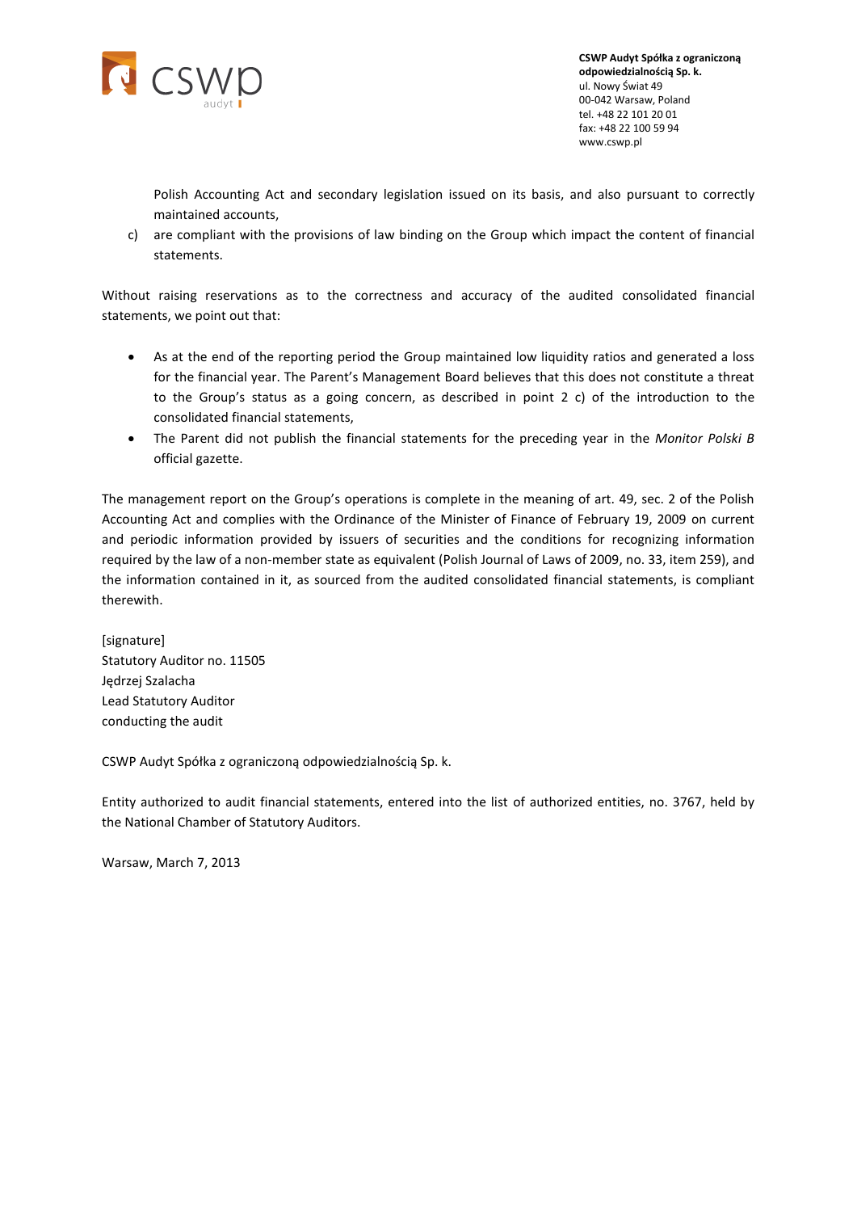Polish Accounting Act and secondary legislation issued on its basis, and also pursuant to correctly maintained accounts,

c) are compliant with the provisions of law binding on the Group which impact the content of financial statements.

Without raising reservations as to the correctness and accuracy of the audited consolidated financial statements, we point out that:

- As at the end of the reporting period the Group maintained low liquidity ratios and generated a loss for the financial year. The Parent's Management Board believes that this does not constitute a threat to the Group's status as a going concern, as described in point 2 c) of the introduction to the consolidated financial statements,
- The Parent did not publish the financial statements for the preceding year in the *Monitor Polski B* official gazette.

The management report on the Group's operations is complete in the meaning of art. 49, sec. 2 of the Polish Accounting Act and complies with the Ordinance of the Minister of Finance of February 19, 2009 on current and periodic information provided by issuers of securities and the conditions for recognizing information required by the law of a non-member state as equivalent (Polish Journal of Laws of 2009, no. 33, item 259), and the information contained in it, as sourced from the audited consolidated financial statements, is compliant therewith.

[signature]
Statutory Auditor no. 11505
Jędrzej Szalacha
Lead Statutory Auditor
conducting the audit

CSWP Audyt Spółka z ograniczoną odpowiedzialnością Sp. k.

Entity authorized to audit financial statements, entered into the list of authorized entities, no. 3767, held by the National Chamber of Statutory Auditors.

Warsaw, March 7, 2013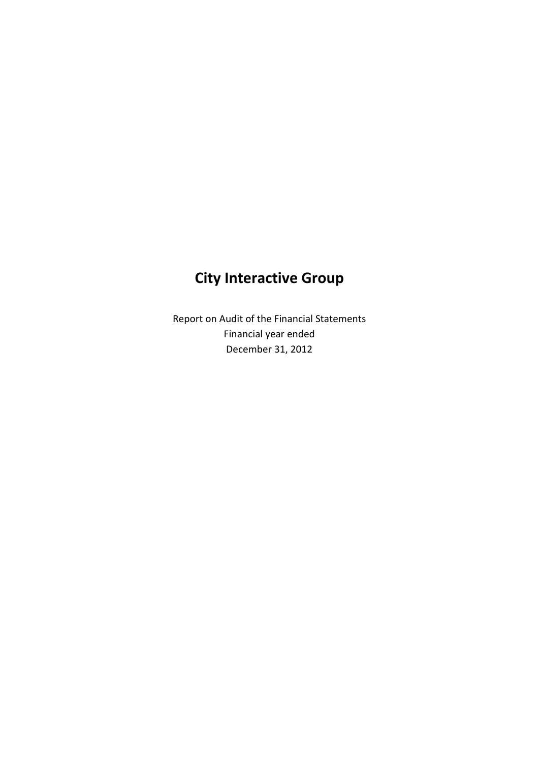# City Interactive Group

Report on Audit of the Financial Statements
Financial year ended
December 31, 2012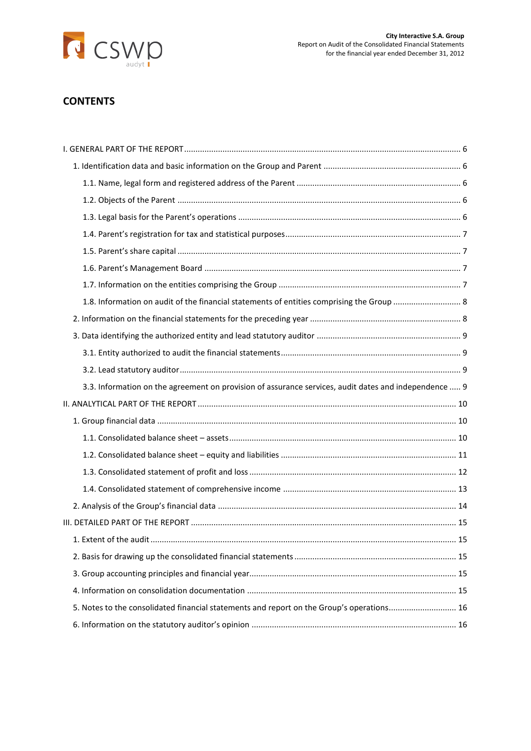# CONTENTS

I. GENERAL PART OF THE REPORT ........................................................................................................... 6

1. Identification data and basic information on the Group and Parent ............................................................ 6

1.1. Name, legal form and registered address of the Parent ........................................................................ 6

1.2. Objects of the Parent ............................................................................................................................ 6

1.3. Legal basis for the Parent's operations ................................................................................................. 6

1.4. Parent's registration for tax and statistical purposes ............................................................................ 7

1.5. Parent's share capital ............................................................................................................................ 7

1.6. Parent's Management Board ................................................................................................................ 7

1.7. Information on the entities comprising the Group ................................................................................ 7

1.8. Information on audit of the financial statements of entities comprising the Group .............................. 8

2. Information on the financial statements for the preceding year .................................................................. 8

3. Data identifying the authorized entity and lead statutory auditor ............................................................... 9

3.1. Entity authorized to audit the financial statements .............................................................................. 9

3.2. Lead statutory auditor ........................................................................................................................... 9

3.3. Information on the agreement on provision of assurance services, audit dates and independence ..... 9

II. ANALYTICAL PART OF THE REPORT ................................................................................................. 10

1. Group financial data .................................................................................................................................. 10

1.1. Consolidated balance sheet – assets ................................................................................................... 10

1.2. Consolidated balance sheet – equity and liabilities ............................................................................ 11

1.3. Consolidated statement of profit and loss .......................................................................................... 12

1.4. Consolidated statement of comprehensive income ............................................................................ 13

2. Analysis of the Group's financial data ........................................................................................................ 14

III. DETAILED PART OF THE REPORT .................................................................................................... 15

1. Extent of the audit ...................................................................................................................................... 15

2. Basis for drawing up the consolidated financial statements ....................................................................... 15

3. Group accounting principles and financial year .......................................................................................... 15

4. Information on consolidation documentation ........................................................................................... 15

5. Notes to the consolidated financial statements and report on the Group's operations ............................. 16

6. Information on the statutory auditor's opinion ......................................................................................... 16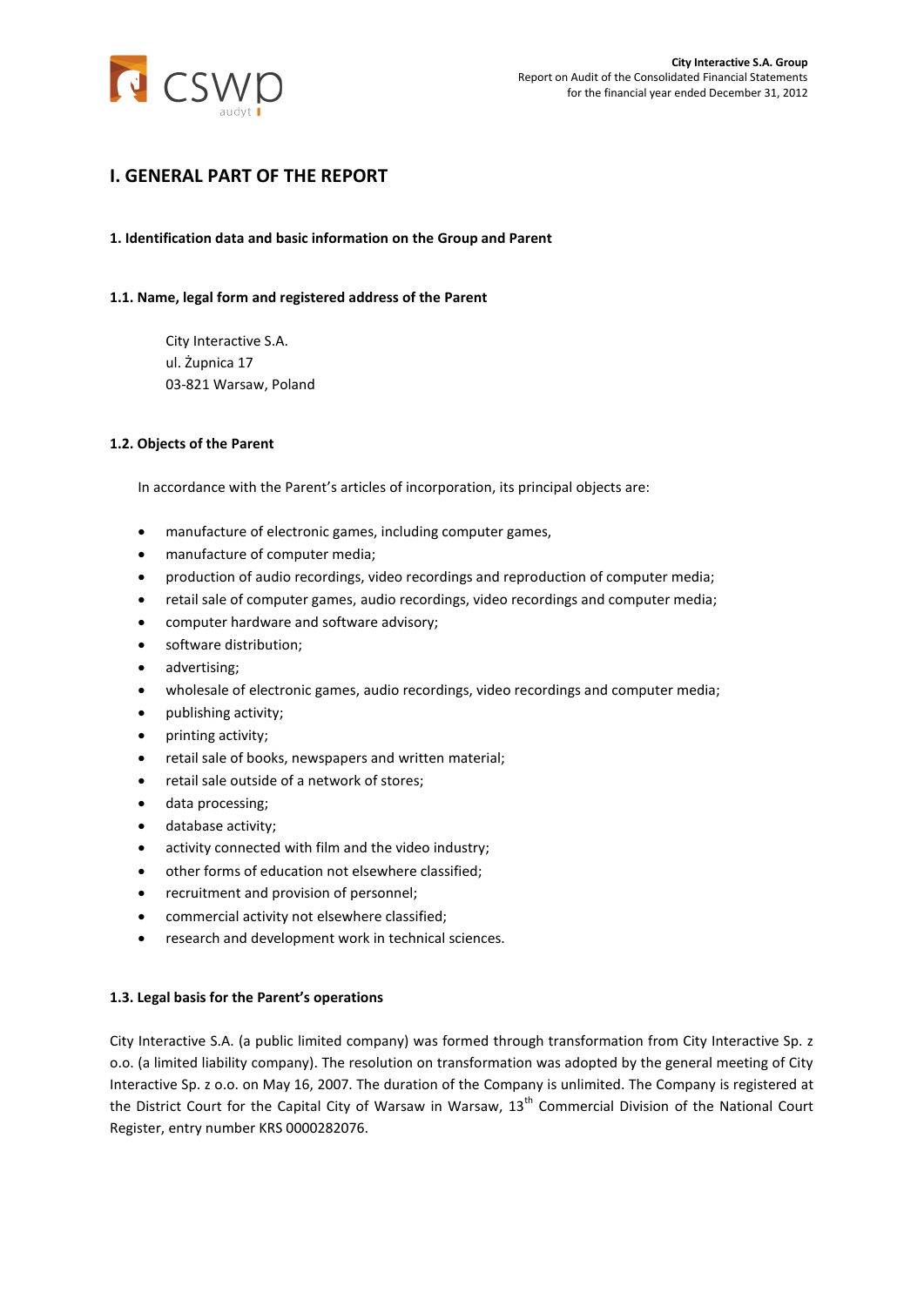# I. GENERAL PART OF THE REPORT

## 1. Identification data and basic information on the Group and Parent

### 1.1. Name, legal form and registered address of the Parent

City Interactive S.A.
ul. Żupnica 17
03-821 Warsaw, Poland

### 1.2. Objects of the Parent

In accordance with the Parent's articles of incorporation, its principal objects are:

- manufacture of electronic games, including computer games,
- manufacture of computer media;
- production of audio recordings, video recordings and reproduction of computer media;
- retail sale of computer games, audio recordings, video recordings and computer media;
- computer hardware and software advisory;
- software distribution;
- advertising;
- wholesale of electronic games, audio recordings, video recordings and computer media;
- publishing activity;
- printing activity;
- retail sale of books, newspapers and written material;
- retail sale outside of a network of stores;
- data processing;
- database activity;
- activity connected with film and the video industry;
- other forms of education not elsewhere classified;
- recruitment and provision of personnel;
- commercial activity not elsewhere classified;
- research and development work in technical sciences.

### 1.3. Legal basis for the Parent's operations

City Interactive S.A. (a public limited company) was formed through transformation from City Interactive Sp. z o.o. (a limited liability company). The resolution on transformation was adopted by the general meeting of City Interactive Sp. z o.o. on May 16, 2007. The duration of the Company is unlimited. The Company is registered at the District Court for the Capital City of Warsaw in Warsaw, 13th Commercial Division of the National Court Register, entry number KRS 0000282076.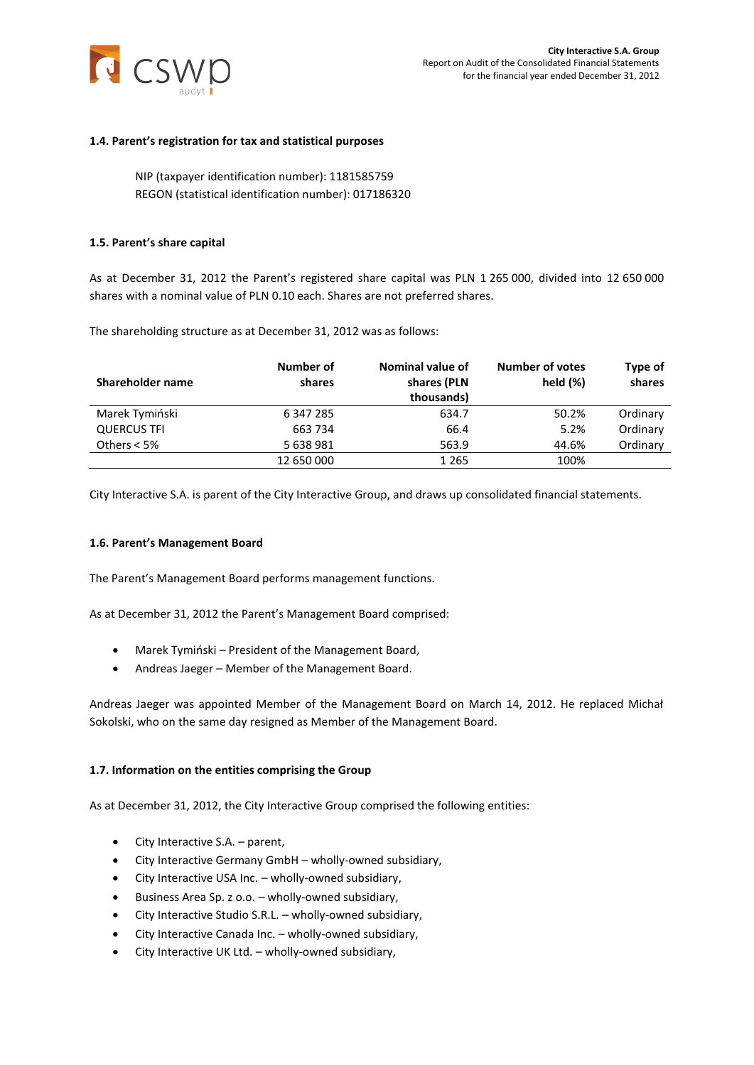### 1.4. Parent's registration for tax and statistical purposes

NIP (taxpayer identification number): 1181585759
REGON (statistical identification number): 017186320

### 1.5. Parent's share capital

As at December 31, 2012 the Parent's registered share capital was PLN 1 265 000, divided into 12 650 000 shares with a nominal value of PLN 0.10 each. Shares are not preferred shares.

The shareholding structure as at December 31, 2012 was as follows:

| Shareholder name | Number of shares | Nominal value of shares (PLN thousands) | Number of votes held (%) | Type of shares |
|---|---|---|---|---|
| Marek Tymiński | 6 347 285 | 634.7 | 50.2% | Ordinary |
| QUERCUS TFI | 663 734 | 66.4 | 5.2% | Ordinary |
| Others < 5% | 5 638 981 | 563.9 | 44.6% | Ordinary |
| | 12 650 000 | 1 265 | 100% | |

City Interactive S.A. is parent of the City Interactive Group, and draws up consolidated financial statements.

### 1.6. Parent's Management Board

The Parent's Management Board performs management functions.

As at December 31, 2012 the Parent's Management Board comprised:

- Marek Tymiński – President of the Management Board,
- Andreas Jaeger – Member of the Management Board.

Andreas Jaeger was appointed Member of the Management Board on March 14, 2012. He replaced Michał Sokolski, who on the same day resigned as Member of the Management Board.

### 1.7. Information on the entities comprising the Group

As at December 31, 2012, the City Interactive Group comprised the following entities:

- City Interactive S.A. – parent,
- City Interactive Germany GmbH – wholly-owned subsidiary,
- City Interactive USA Inc. – wholly-owned subsidiary,
- Business Area Sp. z o.o. – wholly-owned subsidiary,
- City Interactive Studio S.R.L. – wholly-owned subsidiary,
- City Interactive Canada Inc. – wholly-owned subsidiary,
- City Interactive UK Ltd. – wholly-owned subsidiary,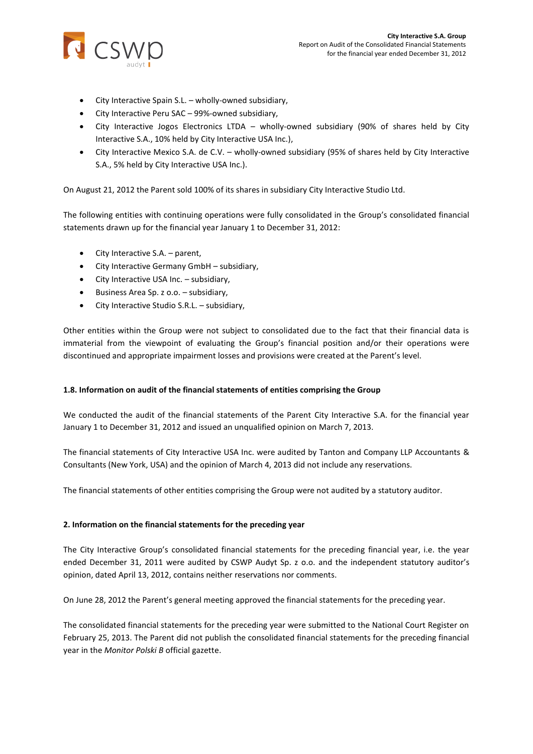- City Interactive Spain S.L. – wholly-owned subsidiary,
- City Interactive Peru SAC – 99%-owned subsidiary,
- City Interactive Jogos Electronics LTDA – wholly-owned subsidiary (90% of shares held by City Interactive S.A., 10% held by City Interactive USA Inc.),
- City Interactive Mexico S.A. de C.V. – wholly-owned subsidiary (95% of shares held by City Interactive S.A., 5% held by City Interactive USA Inc.).

On August 21, 2012 the Parent sold 100% of its shares in subsidiary City Interactive Studio Ltd.

The following entities with continuing operations were fully consolidated in the Group's consolidated financial statements drawn up for the financial year January 1 to December 31, 2012:

- City Interactive S.A. – parent,
- City Interactive Germany GmbH – subsidiary,
- City Interactive USA Inc. – subsidiary,
- Business Area Sp. z o.o. – subsidiary,
- City Interactive Studio S.R.L. – subsidiary,

Other entities within the Group were not subject to consolidated due to the fact that their financial data is immaterial from the viewpoint of evaluating the Group's financial position and/or their operations were discontinued and appropriate impairment losses and provisions were created at the Parent's level.

### 1.8. Information on audit of the financial statements of entities comprising the Group

We conducted the audit of the financial statements of the Parent City Interactive S.A. for the financial year January 1 to December 31, 2012 and issued an unqualified opinion on March 7, 2013.

The financial statements of City Interactive USA Inc. were audited by Tanton and Company LLP Accountants & Consultants (New York, USA) and the opinion of March 4, 2013 did not include any reservations.

The financial statements of other entities comprising the Group were not audited by a statutory auditor.

## 2. Information on the financial statements for the preceding year

The City Interactive Group's consolidated financial statements for the preceding financial year, i.e. the year ended December 31, 2011 were audited by CSWP Audyt Sp. z o.o. and the independent statutory auditor's opinion, dated April 13, 2012, contains neither reservations nor comments.

On June 28, 2012 the Parent's general meeting approved the financial statements for the preceding year.

The consolidated financial statements for the preceding year were submitted to the National Court Register on February 25, 2013. The Parent did not publish the consolidated financial statements for the preceding financial year in the *Monitor Polski B* official gazette.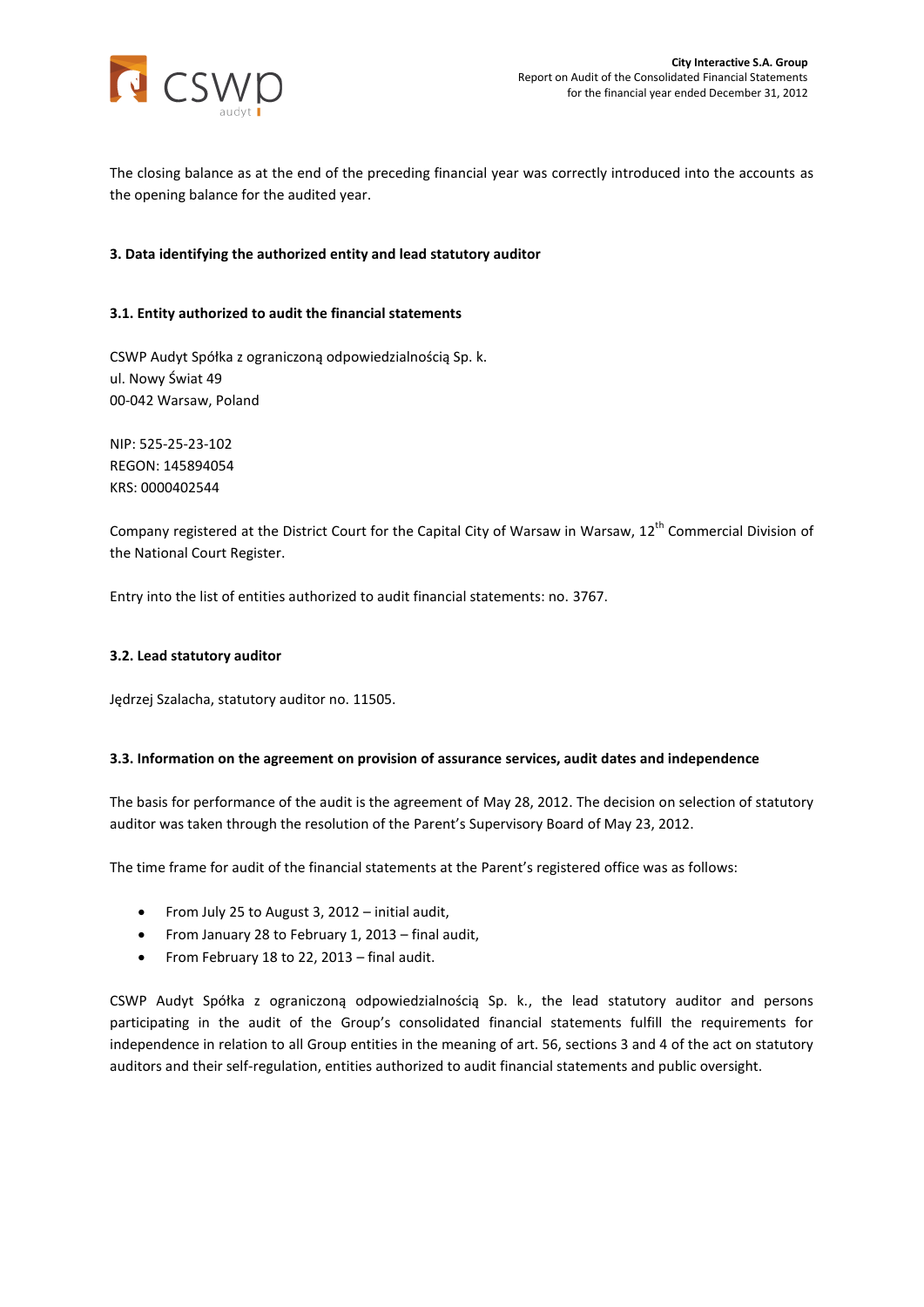The closing balance as at the end of the preceding financial year was correctly introduced into the accounts as the opening balance for the audited year.

## 3. Data identifying the authorized entity and lead statutory auditor

### 3.1. Entity authorized to audit the financial statements

CSWP Audyt Spółka z ograniczoną odpowiedzialnością Sp. k.
ul. Nowy Świat 49
00-042 Warsaw, Poland

NIP: 525-25-23-102
REGON: 145894054
KRS: 0000402544

Company registered at the District Court for the Capital City of Warsaw in Warsaw, 12th Commercial Division of the National Court Register.

Entry into the list of entities authorized to audit financial statements: no. 3767.

### 3.2. Lead statutory auditor

Jędrzej Szalacha, statutory auditor no. 11505.

### 3.3. Information on the agreement on provision of assurance services, audit dates and independence

The basis for performance of the audit is the agreement of May 28, 2012. The decision on selection of statutory auditor was taken through the resolution of the Parent's Supervisory Board of May 23, 2012.

The time frame for audit of the financial statements at the Parent's registered office was as follows:

- From July 25 to August 3, 2012 – initial audit,
- From January 28 to February 1, 2013 – final audit,
- From February 18 to 22, 2013 – final audit.

CSWP Audyt Spółka z ograniczoną odpowiedzialnością Sp. k., the lead statutory auditor and persons participating in the audit of the Group's consolidated financial statements fulfill the requirements for independence in relation to all Group entities in the meaning of art. 56, sections 3 and 4 of the act on statutory auditors and their self-regulation, entities authorized to audit financial statements and public oversight.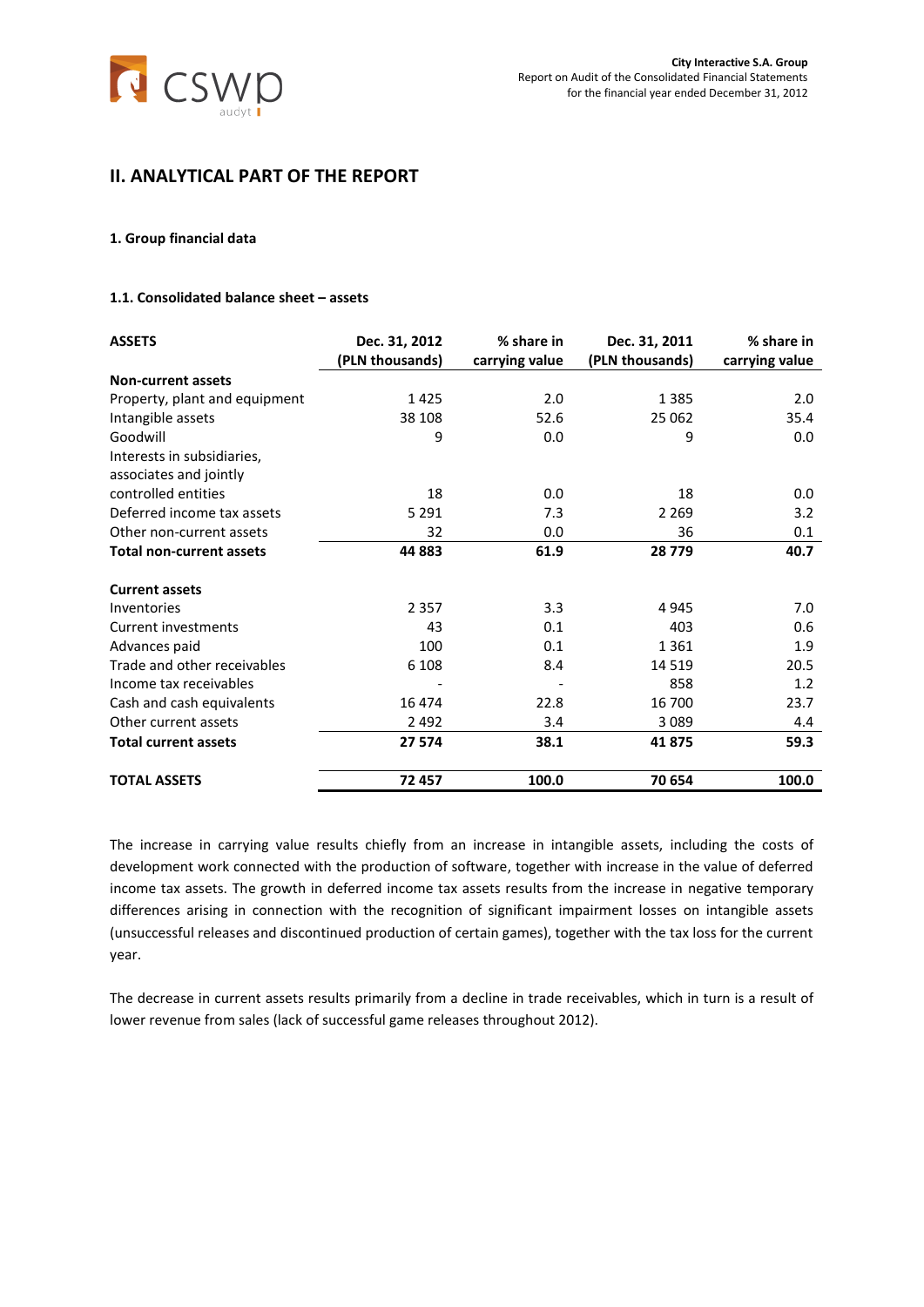## II. ANALYTICAL PART OF THE REPORT

### 1. Group financial data

#### 1.1. Consolidated balance sheet – assets

| ASSETS | Dec. 31, 2012 (PLN thousands) | % share in carrying value | Dec. 31, 2011 (PLN thousands) | % share in carrying value |
|---|---|---|---|---|
| **Non-current assets** | | | | |
| Property, plant and equipment | 1 425 | 2.0 | 1 385 | 2.0 |
| Intangible assets | 38 108 | 52.6 | 25 062 | 35.4 |
| Goodwill | 9 | 0.0 | 9 | 0.0 |
| Interests in subsidiaries, associates and jointly controlled entities | 18 | 0.0 | 18 | 0.0 |
| Deferred income tax assets | 5 291 | 7.3 | 2 269 | 3.2 |
| Other non-current assets | 32 | 0.0 | 36 | 0.1 |
| **Total non-current assets** | **44 883** | **61.9** | **28 779** | **40.7** |
| **Current assets** | | | | |
| Inventories | 2 357 | 3.3 | 4 945 | 7.0 |
| Current investments | 43 | 0.1 | 403 | 0.6 |
| Advances paid | 100 | 0.1 | 1 361 | 1.9 |
| Trade and other receivables | 6 108 | 8.4 | 14 519 | 20.5 |
| Income tax receivables | - | - | 858 | 1.2 |
| Cash and cash equivalents | 16 474 | 22.8 | 16 700 | 23.7 |
| Other current assets | 2 492 | 3.4 | 3 089 | 4.4 |
| **Total current assets** | **27 574** | **38.1** | **41 875** | **59.3** |
| **TOTAL ASSETS** | **72 457** | **100.0** | **70 654** | **100.0** |

The increase in carrying value results chiefly from an increase in intangible assets, including the costs of development work connected with the production of software, together with increase in the value of deferred income tax assets. The growth in deferred income tax assets results from the increase in negative temporary differences arising in connection with the recognition of significant impairment losses on intangible assets (unsuccessful releases and discontinued production of certain games), together with the tax loss for the current year.

The decrease in current assets results primarily from a decline in trade receivables, which in turn is a result of lower revenue from sales (lack of successful game releases throughout 2012).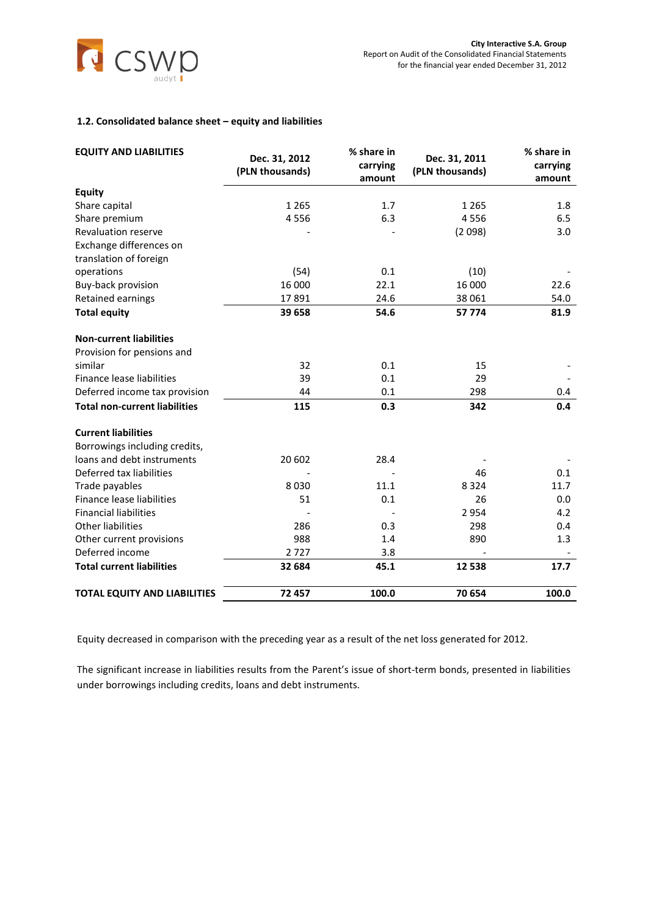### 1.2. Consolidated balance sheet – equity and liabilities

| EQUITY AND LIABILITIES | Dec. 31, 2012 (PLN thousands) | % share in carrying amount | Dec. 31, 2011 (PLN thousands) | % share in carrying amount |
|---|---|---|---|---|
| **Equity** | | | | |
| Share capital | 1 265 | 1.7 | 1 265 | 1.8 |
| Share premium | 4 556 | 6.3 | 4 556 | 6.5 |
| Revaluation reserve | - | - | (2 098) | 3.0 |
| Exchange differences on translation of foreign operations | (54) | 0.1 | (10) | - |
| Buy-back provision | 16 000 | 22.1 | 16 000 | 22.6 |
| Retained earnings | 17 891 | 24.6 | 38 061 | 54.0 |
| **Total equity** | **39 658** | **54.6** | **57 774** | **81.9** |
| **Non-current liabilities** | | | | |
| Provision for pensions and similar | 32 | 0.1 | 15 | - |
| Finance lease liabilities | 39 | 0.1 | 29 | - |
| Deferred income tax provision | 44 | 0.1 | 298 | 0.4 |
| **Total non-current liabilities** | **115** | **0.3** | **342** | **0.4** |
| **Current liabilities** | | | | |
| Borrowings including credits, loans and debt instruments | 20 602 | 28.4 | - | - |
| Deferred tax liabilities | - | - | 46 | 0.1 |
| Trade payables | 8 030 | 11.1 | 8 324 | 11.7 |
| Finance lease liabilities | 51 | 0.1 | 26 | 0.0 |
| Financial liabilities | - | - | 2 954 | 4.2 |
| Other liabilities | 286 | 0.3 | 298 | 0.4 |
| Other current provisions | 988 | 1.4 | 890 | 1.3 |
| Deferred income | 2 727 | 3.8 | - | - |
| **Total current liabilities** | **32 684** | **45.1** | **12 538** | **17.7** |
| **TOTAL EQUITY AND LIABILITIES** | **72 457** | **100.0** | **70 654** | **100.0** |

Equity decreased in comparison with the preceding year as a result of the net loss generated for 2012.

The significant increase in liabilities results from the Parent's issue of short-term bonds, presented in liabilities under borrowings including credits, loans and debt instruments.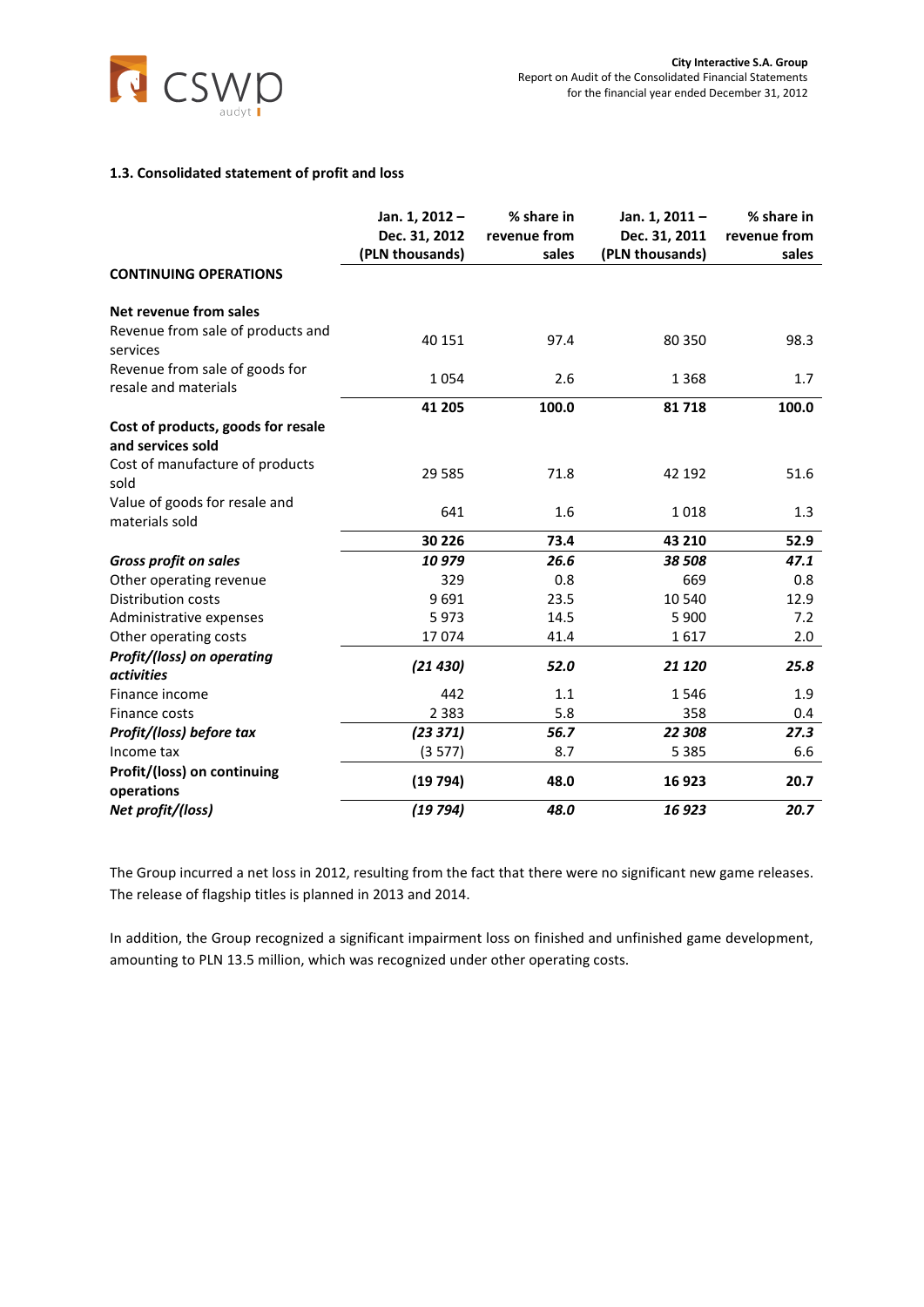### 1.3. Consolidated statement of profit and loss

| | Jan. 1, 2012 – Dec. 31, 2012 (PLN thousands) | % share in revenue from sales | Jan. 1, 2011 – Dec. 31, 2011 (PLN thousands) | % share in revenue from sales |
|---|---|---|---|---|
| **CONTINUING OPERATIONS** | | | | |
| **Net revenue from sales** | | | | |
| Revenue from sale of products and services | 40 151 | 97.4 | 80 350 | 98.3 |
| Revenue from sale of goods for resale and materials | 1 054 | 2.6 | 1 368 | 1.7 |
| | **41 205** | **100.0** | **81 718** | **100.0** |
| **Cost of products, goods for resale and services sold** | | | | |
| Cost of manufacture of products sold | 29 585 | 71.8 | 42 192 | 51.6 |
| Value of goods for resale and materials sold | 641 | 1.6 | 1 018 | 1.3 |
| | **30 226** | **73.4** | **43 210** | **52.9** |
| ***Gross profit on sales*** | ***10 979*** | ***26.6*** | ***38 508*** | ***47.1*** |
| Other operating revenue | 329 | 0.8 | 669 | 0.8 |
| Distribution costs | 9 691 | 23.5 | 10 540 | 12.9 |
| Administrative expenses | 5 973 | 14.5 | 5 900 | 7.2 |
| Other operating costs | 17 074 | 41.4 | 1 617 | 2.0 |
| ***Profit/(loss) on operating activities*** | ***(21 430)*** | ***52.0*** | ***21 120*** | ***25.8*** |
| Finance income | 442 | 1.1 | 1 546 | 1.9 |
| Finance costs | 2 383 | 5.8 | 358 | 0.4 |
| ***Profit/(loss) before tax*** | ***(23 371)*** | ***56.7*** | ***22 308*** | ***27.3*** |
| Income tax | (3 577) | 8.7 | 5 385 | 6.6 |
| **Profit/(loss) on continuing operations** | **(19 794)** | **48.0** | **16 923** | **20.7** |
| ***Net profit/(loss)*** | ***(19 794)*** | ***48.0*** | ***16 923*** | ***20.7*** |

The Group incurred a net loss in 2012, resulting from the fact that there were no significant new game releases. The release of flagship titles is planned in 2013 and 2014.

In addition, the Group recognized a significant impairment loss on finished and unfinished game development, amounting to PLN 13.5 million, which was recognized under other operating costs.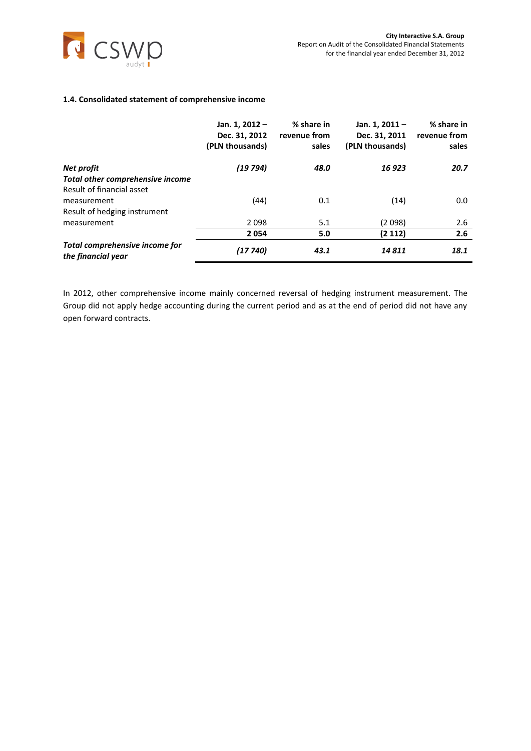### 1.4. Consolidated statement of comprehensive income

| | Jan. 1, 2012 – Dec. 31, 2012 (PLN thousands) | % share in revenue from sales | Jan. 1, 2011 – Dec. 31, 2011 (PLN thousands) | % share in revenue from sales |
|---|---|---|---|---|
| ***Net profit*** | ***(19 794)*** | ***48.0*** | ***16 923*** | ***20.7*** |
| ***Total other comprehensive income*** | | | | |
| Result of financial asset measurement | (44) | 0.1 | (14) | 0.0 |
| Result of hedging instrument measurement | 2 098 | 5.1 | (2 098) | 2.6 |
| | **2 054** | **5.0** | **(2 112)** | **2.6** |
| ***Total comprehensive income for the financial year*** | ***(17 740)*** | ***43.1*** | ***14 811*** | ***18.1*** |

In 2012, other comprehensive income mainly concerned reversal of hedging instrument measurement. The Group did not apply hedge accounting during the current period and as at the end of period did not have any open forward contracts.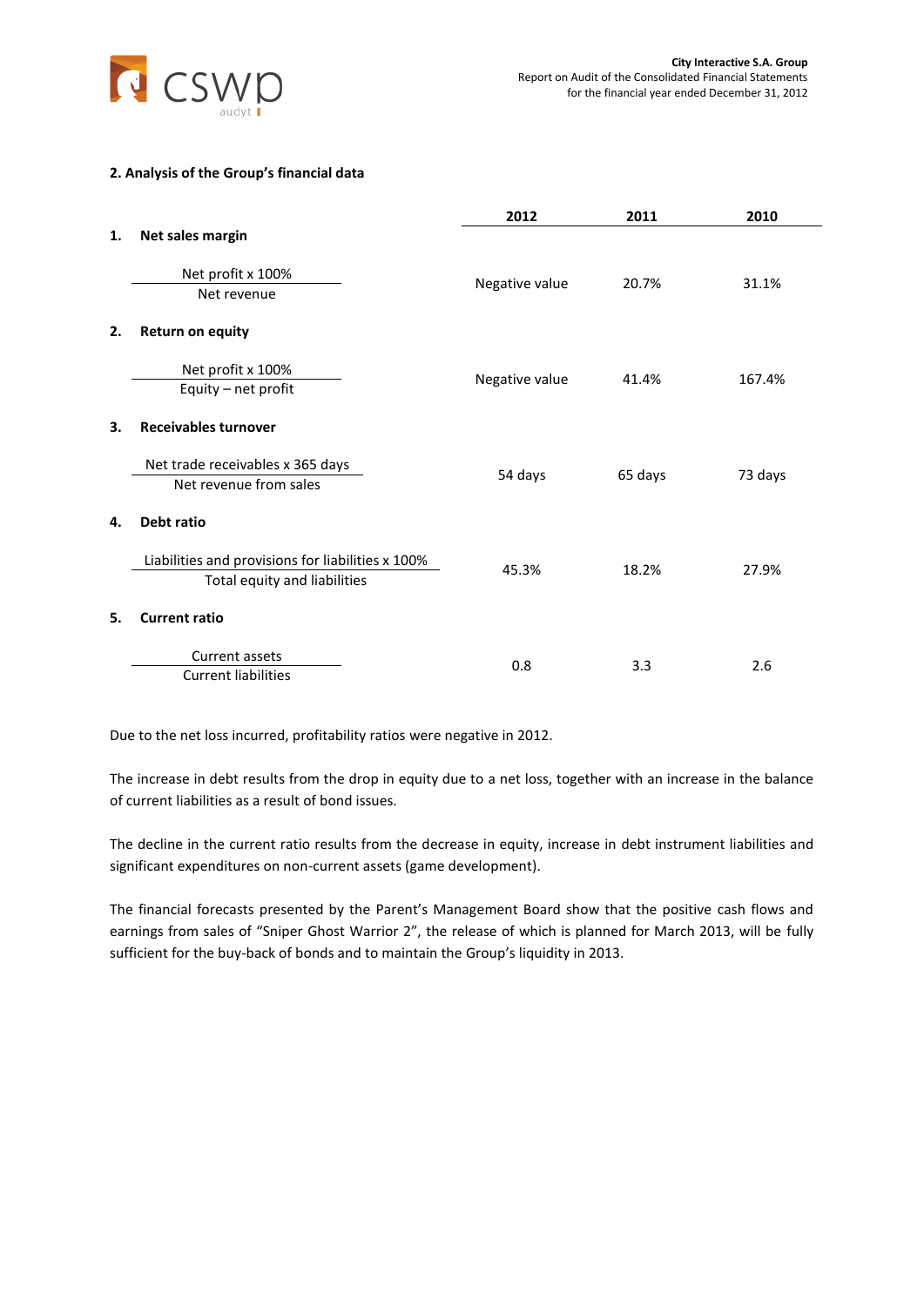## 2. Analysis of the Group's financial data

| | | 2012 | 2011 | 2010 |
|---|---|---|---|---|
| **1.** | **Net sales margin** | | | |
| | Net profit x 100% / Net revenue | Negative value | 20.7% | 31.1% |
| **2.** | **Return on equity** | | | |
| | Net profit x 100% / Equity – net profit | Negative value | 41.4% | 167.4% |
| **3.** | **Receivables turnover** | | | |
| | Net trade receivables x 365 days / Net revenue from sales | 54 days | 65 days | 73 days |
| **4.** | **Debt ratio** | | | |
| | Liabilities and provisions for liabilities x 100% / Total equity and liabilities | 45.3% | 18.2% | 27.9% |
| **5.** | **Current ratio** | | | |
| | Current assets / Current liabilities | 0.8 | 3.3 | 2.6 |

Due to the net loss incurred, profitability ratios were negative in 2012.

The increase in debt results from the drop in equity due to a net loss, together with an increase in the balance of current liabilities as a result of bond issues.

The decline in the current ratio results from the decrease in equity, increase in debt instrument liabilities and significant expenditures on non-current assets (game development).

The financial forecasts presented by the Parent's Management Board show that the positive cash flows and earnings from sales of "Sniper Ghost Warrior 2", the release of which is planned for March 2013, will be fully sufficient for the buy-back of bonds and to maintain the Group's liquidity in 2013.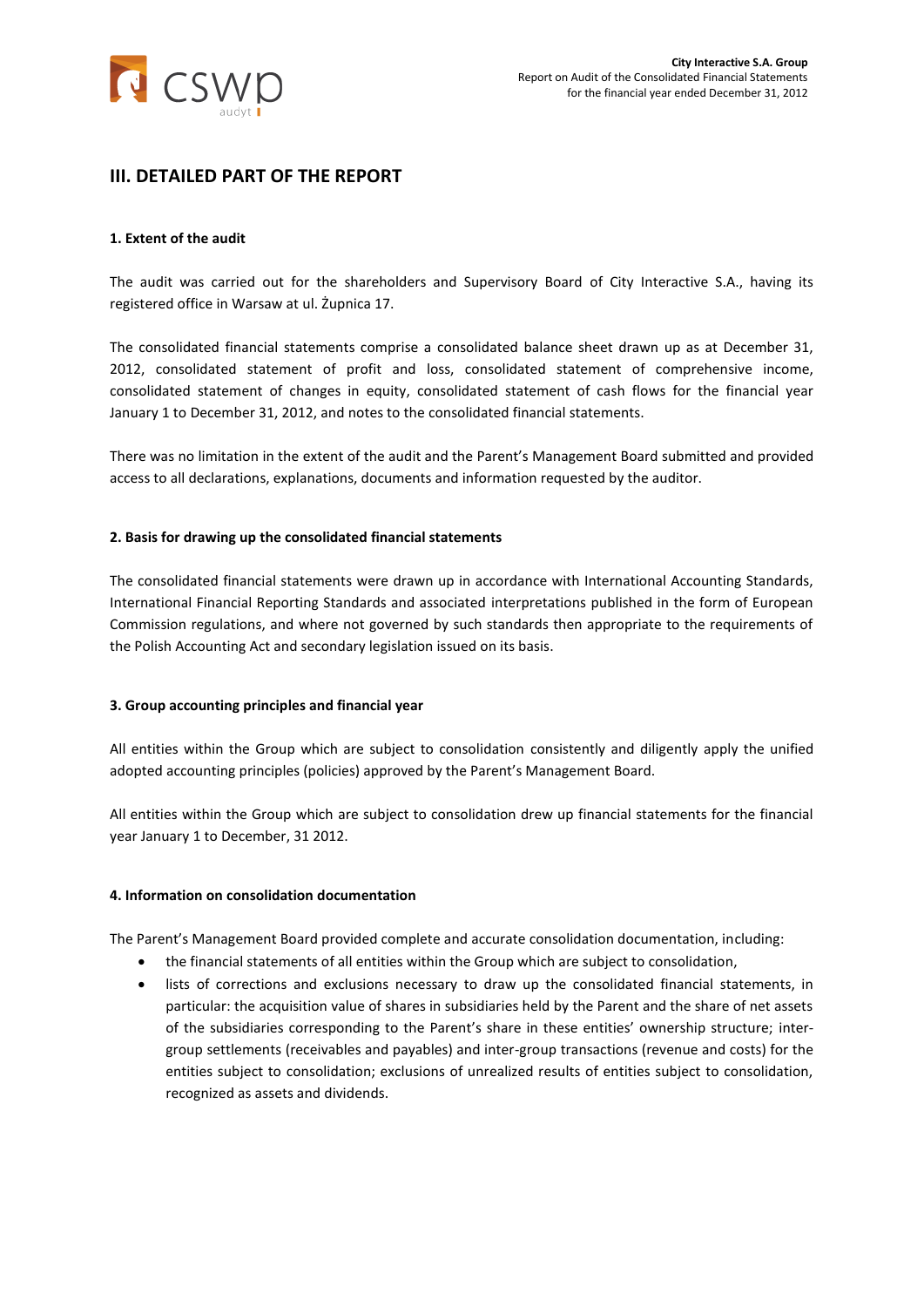## III. DETAILED PART OF THE REPORT

### 1. Extent of the audit

The audit was carried out for the shareholders and Supervisory Board of City Interactive S.A., having its registered office in Warsaw at ul. Żupnica 17.

The consolidated financial statements comprise a consolidated balance sheet drawn up as at December 31, 2012, consolidated statement of profit and loss, consolidated statement of comprehensive income, consolidated statement of changes in equity, consolidated statement of cash flows for the financial year January 1 to December 31, 2012, and notes to the consolidated financial statements.

There was no limitation in the extent of the audit and the Parent's Management Board submitted and provided access to all declarations, explanations, documents and information requested by the auditor.

### 2. Basis for drawing up the consolidated financial statements

The consolidated financial statements were drawn up in accordance with International Accounting Standards, International Financial Reporting Standards and associated interpretations published in the form of European Commission regulations, and where not governed by such standards then appropriate to the requirements of the Polish Accounting Act and secondary legislation issued on its basis.

### 3. Group accounting principles and financial year

All entities within the Group which are subject to consolidation consistently and diligently apply the unified adopted accounting principles (policies) approved by the Parent's Management Board.

All entities within the Group which are subject to consolidation drew up financial statements for the financial year January 1 to December, 31 2012.

### 4. Information on consolidation documentation

The Parent's Management Board provided complete and accurate consolidation documentation, including:

- the financial statements of all entities within the Group which are subject to consolidation,
- lists of corrections and exclusions necessary to draw up the consolidated financial statements, in particular: the acquisition value of shares in subsidiaries held by the Parent and the share of net assets of the subsidiaries corresponding to the Parent's share in these entities' ownership structure; inter-group settlements (receivables and payables) and inter-group transactions (revenue and costs) for the entities subject to consolidation; exclusions of unrealized results of entities subject to consolidation, recognized as assets and dividends.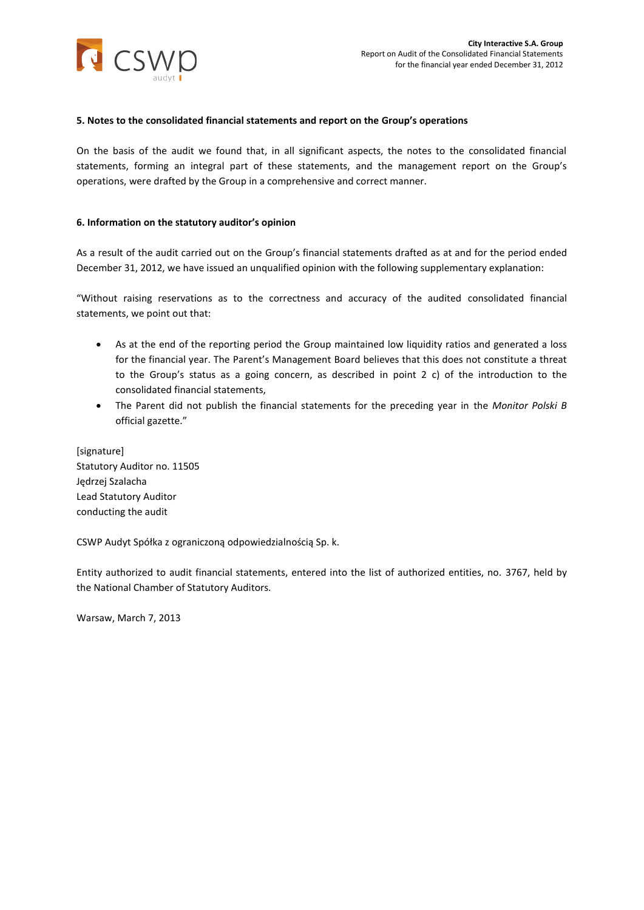### 5. Notes to the consolidated financial statements and report on the Group's operations

On the basis of the audit we found that, in all significant aspects, the notes to the consolidated financial statements, forming an integral part of these statements, and the management report on the Group's operations, were drafted by the Group in a comprehensive and correct manner.

### 6. Information on the statutory auditor's opinion

As a result of the audit carried out on the Group's financial statements drafted as at and for the period ended December 31, 2012, we have issued an unqualified opinion with the following supplementary explanation:

"Without raising reservations as to the correctness and accuracy of the audited consolidated financial statements, we point out that:

- As at the end of the reporting period the Group maintained low liquidity ratios and generated a loss for the financial year. The Parent's Management Board believes that this does not constitute a threat to the Group's status as a going concern, as described in point 2 c) of the introduction to the consolidated financial statements,
- The Parent did not publish the financial statements for the preceding year in the *Monitor Polski B* official gazette."

[signature]
Statutory Auditor no. 11505
Jędrzej Szalacha
Lead Statutory Auditor
conducting the audit

CSWP Audyt Spółka z ograniczoną odpowiedzialnością Sp. k.

Entity authorized to audit financial statements, entered into the list of authorized entities, no. 3767, held by the National Chamber of Statutory Auditors.

Warsaw, March 7, 2013